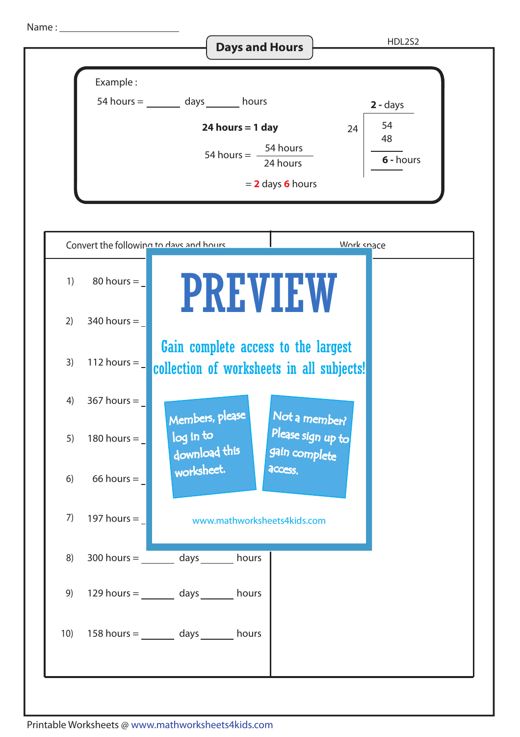Name : ____________________

# Days and Hours

HDL2S2

Example :

54 hours = ______ days ______ hours

**24 hours = 1 day**

$$54 \text{ hours} = \frac{54 \text{ hours}}{24 \text{ hours}}$$

= **2** days **6** hours

```
       2 - days
     ________
24 |  54
   |  48
   |  ____
   |  6 - hours
```

| Convert the following to days and hours | Work space |
|---|---|
| 1) 80 hours = ______ days ______ hours | |
| 2) 340 hours = ______ days ______ hours | |
| 3) 112 hours = ______ days ______ hours | |
| 4) 367 hours = ______ days ______ hours | |
| 5) 180 hours = ______ days ______ hours | |
| 6) 66 hours = ______ days ______ hours | |
| 7) 197 hours = ______ days ______ hours | |
| 8) 300 hours = ______ days ______ hours | |
| 9) 129 hours = ______ days ______ hours | |
| 10) 158 hours = ______ days ______ hours | |

PREVIEW

Gain complete access to the largest collection of worksheets in all subjects!

Members, please log in to download this worksheet.

Not a member? Please sign up to gain complete access.

www.mathworksheets4kids.com

Printable Worksheets @ www.mathworksheets4kids.com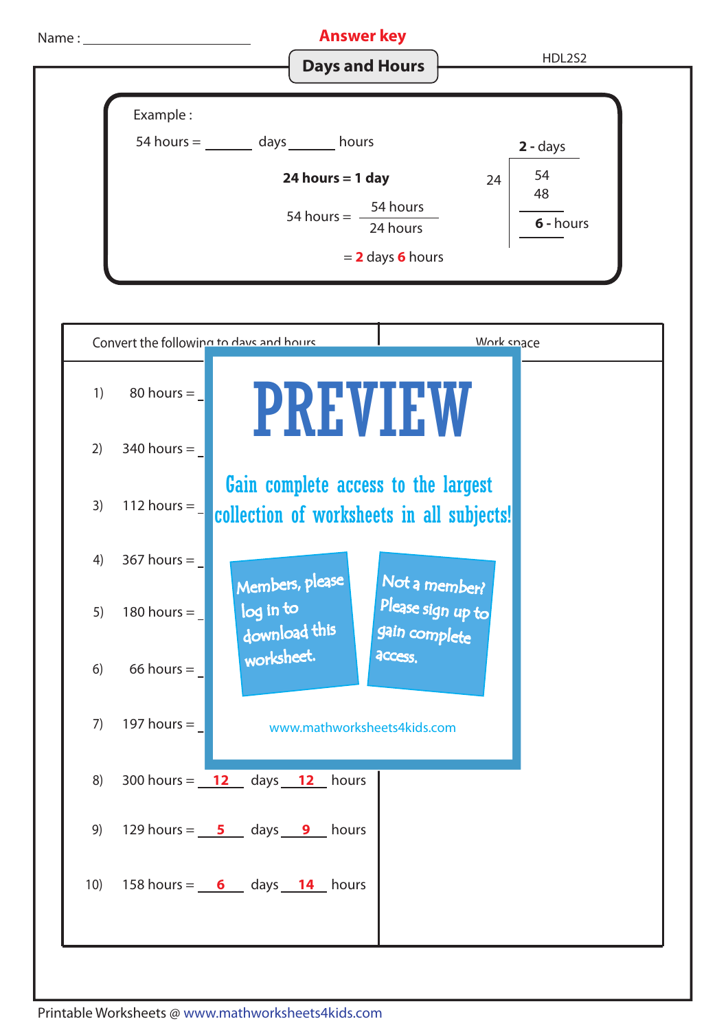Name : ________________

**Answer key**

# Days and Hours

HDL2S2

Example :

54 hours = ______ days ______ hours

**24 hours = 1 day**

$$54 \text{ hours} = \frac{54 \text{ hours}}{24 \text{ hours}}$$

= **2** days **6** hours

**2 -** days

24 | 54
48
**6 -** hours

Convert the following to days and hours | Work space

1) 80 hours = _

2) 340 hours = _

3) 112 hours = _

4) 367 hours = _

5) 180 hours = _

6) 66 hours = _

7) 197 hours = _

PREVIEW

Gain complete access to the largest collection of worksheets in all subjects!

Members, please log in to download this worksheet.

Not a member? Please sign up to gain complete access.

www.mathworksheets4kids.com

8) 300 hours = __12__ days __12__ hours

9) 129 hours = __5__ days __9__ hours

10) 158 hours = __6__ days __14__ hours

Printable Worksheets @ www.mathworksheets4kids.com